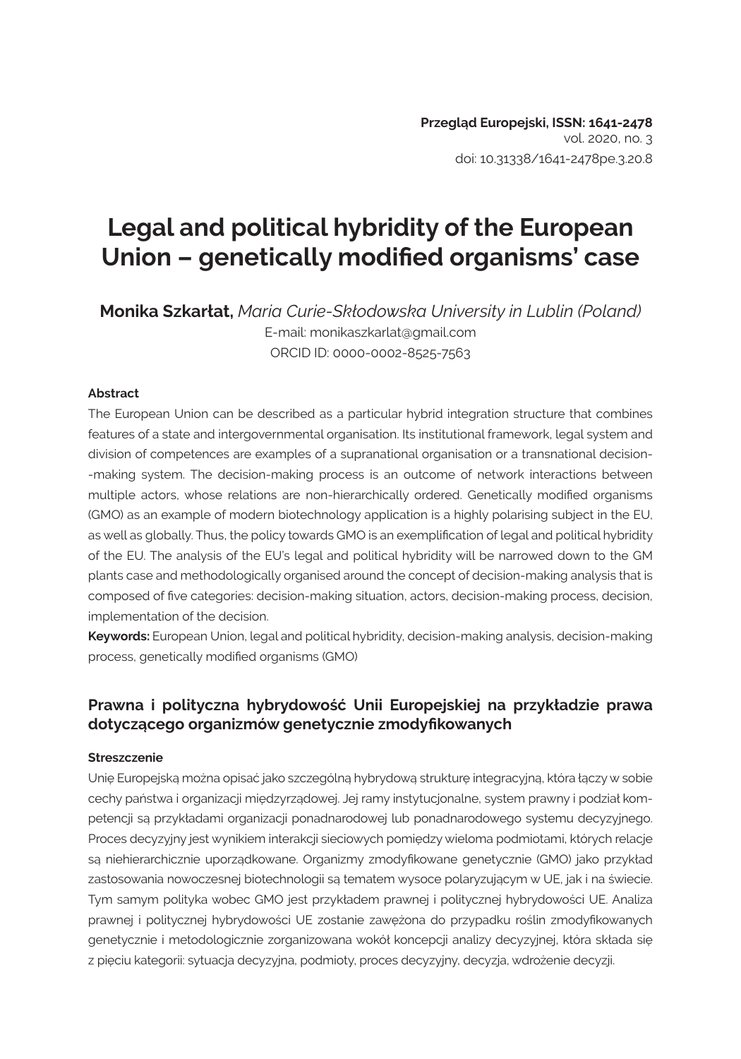**Przegląd Europejski, ISSN: 1641-2478**
vol. 2020, no. 3
doi: 10.31338/1641-2478pe.3.20.8

# Legal and political hybridity of the European Union – genetically modified organisms' case

**Monika Szkarłat,** *Maria Curie-Skłodowska University in Lublin (Poland)*
E-mail: monikaszkarlat@gmail.com
ORCID ID: 0000-0002-8525-7563

#### Abstract

The European Union can be described as a particular hybrid integration structure that combines features of a state and intergovernmental organisation. Its institutional framework, legal system and division of competences are examples of a supranational organisation or a transnational decision-making system. The decision-making process is an outcome of network interactions between multiple actors, whose relations are non-hierarchically ordered. Genetically modified organisms (GMO) as an example of modern biotechnology application is a highly polarising subject in the EU, as well as globally. Thus, the policy towards GMO is an exemplification of legal and political hybridity of the EU. The analysis of the EU's legal and political hybridity will be narrowed down to the GM plants case and methodologically organised around the concept of decision-making analysis that is composed of five categories: decision-making situation, actors, decision-making process, decision, implementation of the decision.

**Keywords:** European Union, legal and political hybridity, decision-making analysis, decision-making process, genetically modified organisms (GMO)

### Prawna i polityczna hybrydowość Unii Europejskiej na przykładzie prawa dotyczącego organizmów genetycznie zmodyfikowanych

#### Streszczenie

Unię Europejską można opisać jako szczególną hybrydową strukturę integracyjną, która łączy w sobie cechy państwa i organizacji międzyrządowej. Jej ramy instytucjonalne, system prawny i podział kompetencji są przykładami organizacji ponadnarodowej lub ponadnarodowego systemu decyzyjnego. Proces decyzyjny jest wynikiem interakcji sieciowych pomiędzy wieloma podmiotami, których relacje są niehierarchicznie uporządkowane. Organizmy zmodyfikowane genetycznie (GMO) jako przykład zastosowania nowoczesnej biotechnologii są tematem wysoce polaryzującym w UE, jak i na świecie. Tym samym polityka wobec GMO jest przykładem prawnej i politycznej hybrydowości UE. Analiza prawnej i politycznej hybrydowości UE zostanie zawężona do przypadku roślin zmodyfikowanych genetycznie i metodologicznie zorganizowana wokół koncepcji analizy decyzyjnej, która składa się z pięciu kategorii: sytuacja decyzyjna, podmioty, proces decyzyjny, decyzja, wdrożenie decyzji.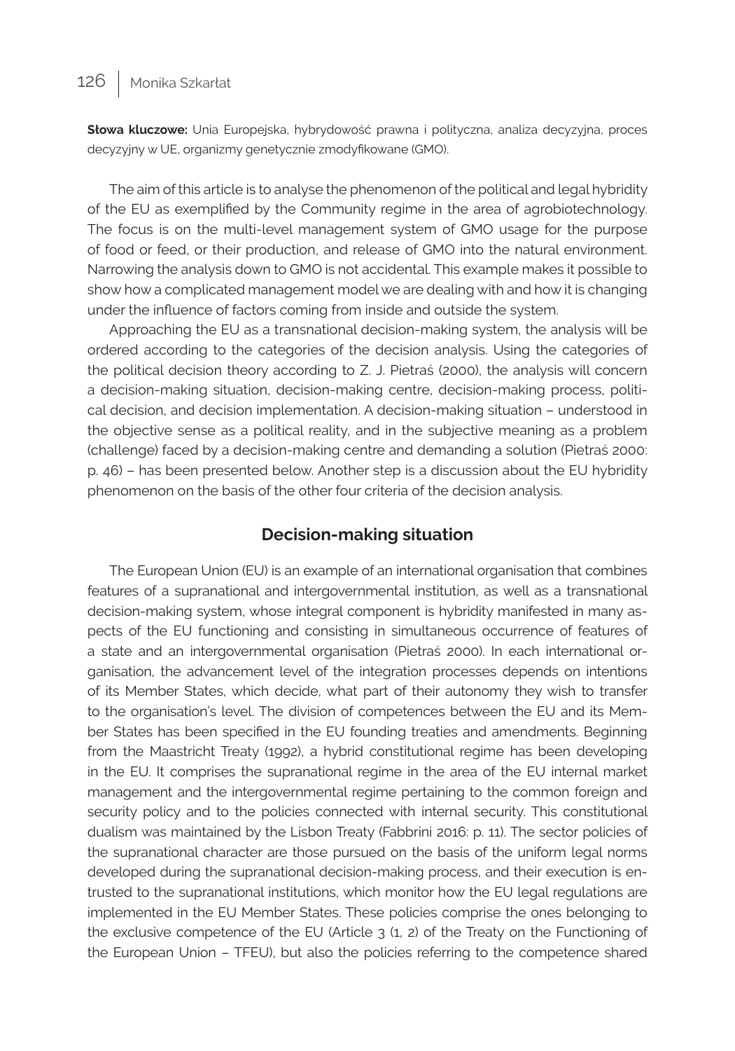**Słowa kluczowe:** Unia Europejska, hybrydowość prawna i polityczna, analiza decyzyjna, proces decyzyjny w UE, organizmy genetycznie zmodyfikowane (GMO).

The aim of this article is to analyse the phenomenon of the political and legal hybridity of the EU as exemplified by the Community regime in the area of agrobiotechnology. The focus is on the multi-level management system of GMO usage for the purpose of food or feed, or their production, and release of GMO into the natural environment. Narrowing the analysis down to GMO is not accidental. This example makes it possible to show how a complicated management model we are dealing with and how it is changing under the influence of factors coming from inside and outside the system.

Approaching the EU as a transnational decision-making system, the analysis will be ordered according to the categories of the decision analysis. Using the categories of the political decision theory according to Z. J. Pietraś (2000), the analysis will concern a decision-making situation, decision-making centre, decision-making process, political decision, and decision implementation. A decision-making situation – understood in the objective sense as a political reality, and in the subjective meaning as a problem (challenge) faced by a decision-making centre and demanding a solution (Pietraś 2000: p. 46) – has been presented below. Another step is a discussion about the EU hybridity phenomenon on the basis of the other four criteria of the decision analysis.

## Decision-making situation

The European Union (EU) is an example of an international organisation that combines features of a supranational and intergovernmental institution, as well as a transnational decision-making system, whose integral component is hybridity manifested in many aspects of the EU functioning and consisting in simultaneous occurrence of features of a state and an intergovernmental organisation (Pietraś 2000). In each international organisation, the advancement level of the integration processes depends on intentions of its Member States, which decide, what part of their autonomy they wish to transfer to the organisation's level. The division of competences between the EU and its Member States has been specified in the EU founding treaties and amendments. Beginning from the Maastricht Treaty (1992), a hybrid constitutional regime has been developing in the EU. It comprises the supranational regime in the area of the EU internal market management and the intergovernmental regime pertaining to the common foreign and security policy and to the policies connected with internal security. This constitutional dualism was maintained by the Lisbon Treaty (Fabbrini 2016: p. 11). The sector policies of the supranational character are those pursued on the basis of the uniform legal norms developed during the supranational decision-making process, and their execution is entrusted to the supranational institutions, which monitor how the EU legal regulations are implemented in the EU Member States. These policies comprise the ones belonging to the exclusive competence of the EU (Article 3 (1, 2) of the Treaty on the Functioning of the European Union – TFEU), but also the policies referring to the competence shared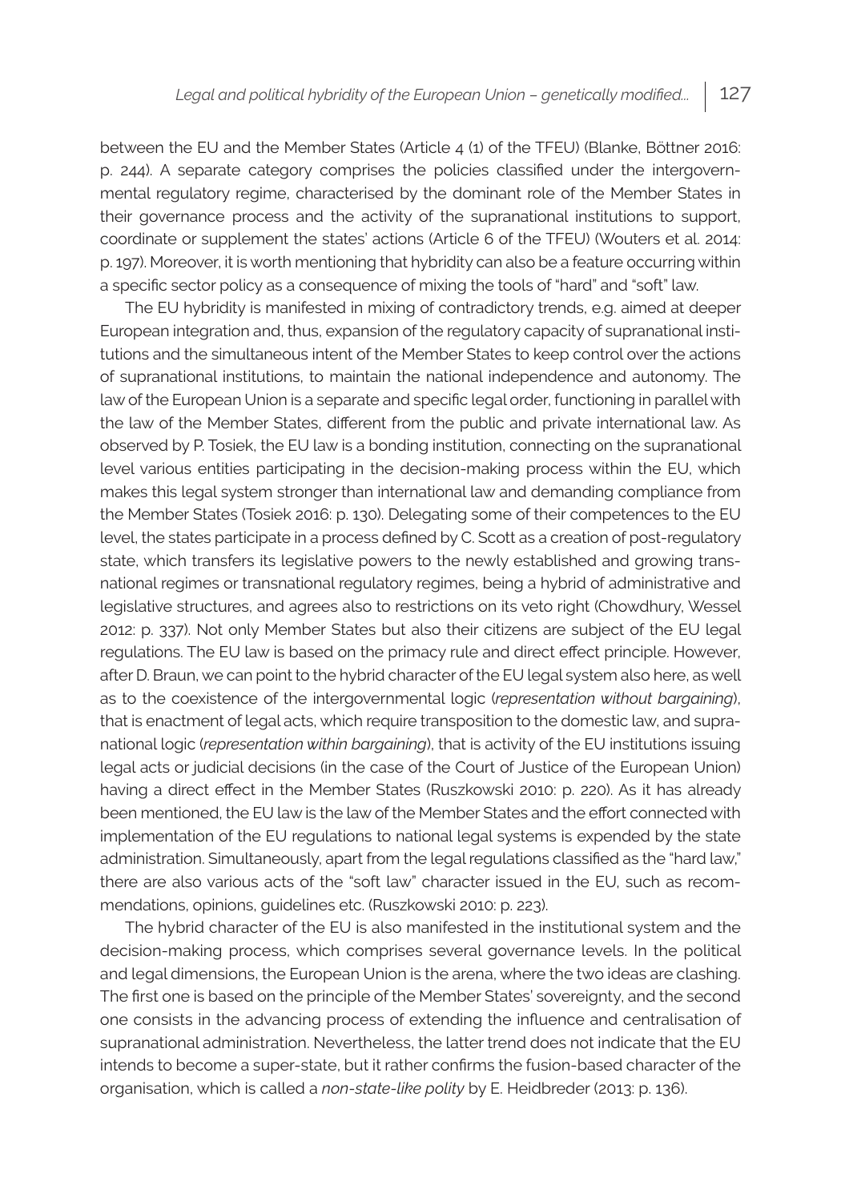between the EU and the Member States (Article 4 (1) of the TFEU) (Blanke, Böttner 2016: p. 244). A separate category comprises the policies classified under the intergovernmental regulatory regime, characterised by the dominant role of the Member States in their governance process and the activity of the supranational institutions to support, coordinate or supplement the states' actions (Article 6 of the TFEU) (Wouters et al. 2014: p. 197). Moreover, it is worth mentioning that hybridity can also be a feature occurring within a specific sector policy as a consequence of mixing the tools of "hard" and "soft" law.

The EU hybridity is manifested in mixing of contradictory trends, e.g. aimed at deeper European integration and, thus, expansion of the regulatory capacity of supranational institutions and the simultaneous intent of the Member States to keep control over the actions of supranational institutions, to maintain the national independence and autonomy. The law of the European Union is a separate and specific legal order, functioning in parallel with the law of the Member States, different from the public and private international law. As observed by P. Tosiek, the EU law is a bonding institution, connecting on the supranational level various entities participating in the decision-making process within the EU, which makes this legal system stronger than international law and demanding compliance from the Member States (Tosiek 2016: p. 130). Delegating some of their competences to the EU level, the states participate in a process defined by C. Scott as a creation of post-regulatory state, which transfers its legislative powers to the newly established and growing transnational regimes or transnational regulatory regimes, being a hybrid of administrative and legislative structures, and agrees also to restrictions on its veto right (Chowdhury, Wessel 2012: p. 337). Not only Member States but also their citizens are subject of the EU legal regulations. The EU law is based on the primacy rule and direct effect principle. However, after D. Braun, we can point to the hybrid character of the EU legal system also here, as well as to the coexistence of the intergovernmental logic (*representation without bargaining*), that is enactment of legal acts, which require transposition to the domestic law, and supranational logic (*representation within bargaining*), that is activity of the EU institutions issuing legal acts or judicial decisions (in the case of the Court of Justice of the European Union) having a direct effect in the Member States (Ruszkowski 2010: p. 220). As it has already been mentioned, the EU law is the law of the Member States and the effort connected with implementation of the EU regulations to national legal systems is expended by the state administration. Simultaneously, apart from the legal regulations classified as the "hard law," there are also various acts of the "soft law" character issued in the EU, such as recommendations, opinions, guidelines etc. (Ruszkowski 2010: p. 223).

The hybrid character of the EU is also manifested in the institutional system and the decision-making process, which comprises several governance levels. In the political and legal dimensions, the European Union is the arena, where the two ideas are clashing. The first one is based on the principle of the Member States' sovereignty, and the second one consists in the advancing process of extending the influence and centralisation of supranational administration. Nevertheless, the latter trend does not indicate that the EU intends to become a super-state, but it rather confirms the fusion-based character of the organisation, which is called a *non-state-like polity* by E. Heidbreder (2013: p. 136).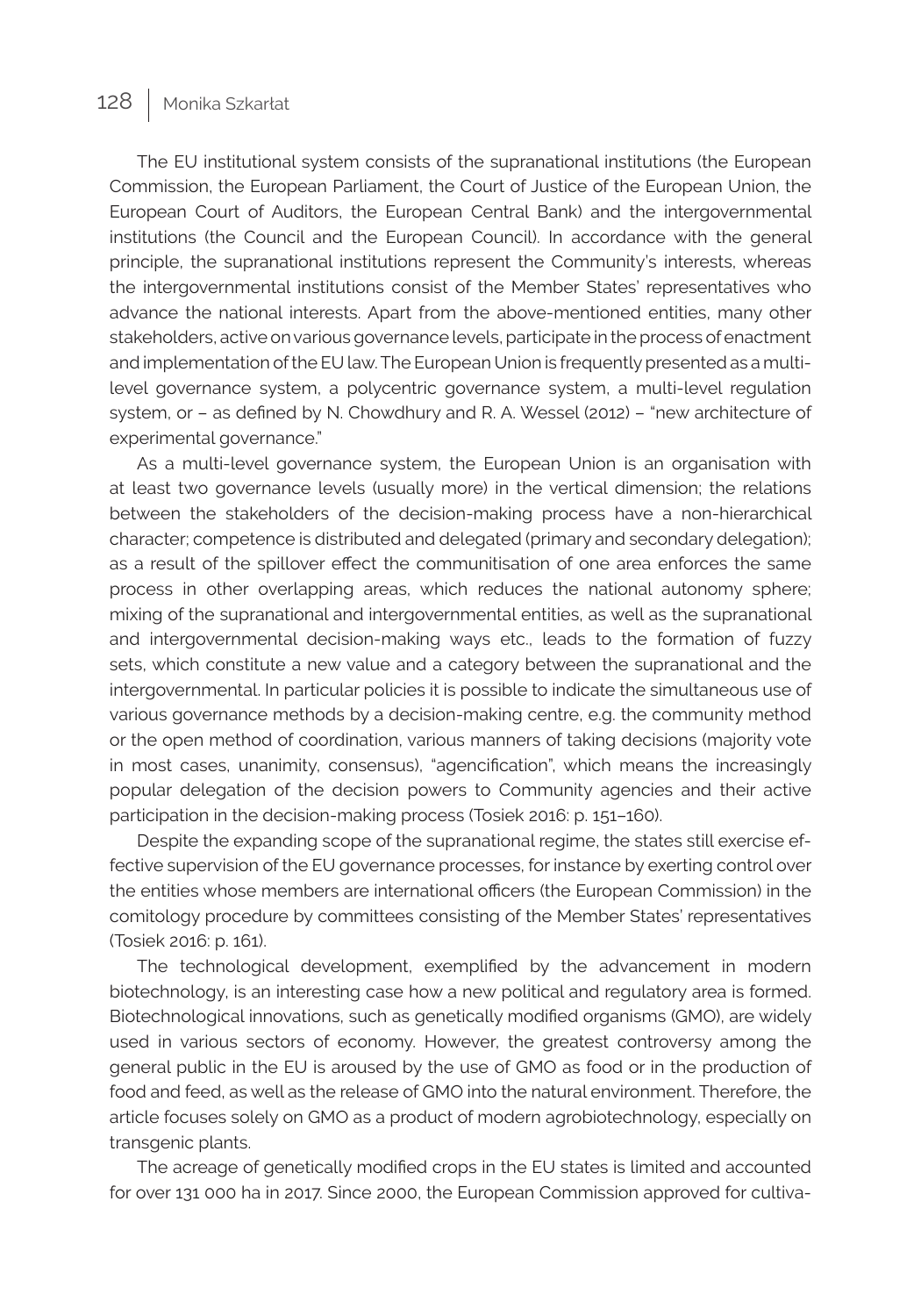The EU institutional system consists of the supranational institutions (the European Commission, the European Parliament, the Court of Justice of the European Union, the European Court of Auditors, the European Central Bank) and the intergovernmental institutions (the Council and the European Council). In accordance with the general principle, the supranational institutions represent the Community's interests, whereas the intergovernmental institutions consist of the Member States' representatives who advance the national interests. Apart from the above-mentioned entities, many other stakeholders, active on various governance levels, participate in the process of enactment and implementation of the EU law. The European Union is frequently presented as a multi-level governance system, a polycentric governance system, a multi-level regulation system, or – as defined by N. Chowdhury and R. A. Wessel (2012) – "new architecture of experimental governance."

As a multi-level governance system, the European Union is an organisation with at least two governance levels (usually more) in the vertical dimension; the relations between the stakeholders of the decision-making process have a non-hierarchical character; competence is distributed and delegated (primary and secondary delegation); as a result of the spillover effect the communitisation of one area enforces the same process in other overlapping areas, which reduces the national autonomy sphere; mixing of the supranational and intergovernmental entities, as well as the supranational and intergovernmental decision-making ways etc., leads to the formation of fuzzy sets, which constitute a new value and a category between the supranational and the intergovernmental. In particular policies it is possible to indicate the simultaneous use of various governance methods by a decision-making centre, e.g. the community method or the open method of coordination, various manners of taking decisions (majority vote in most cases, unanimity, consensus), "agencification", which means the increasingly popular delegation of the decision powers to Community agencies and their active participation in the decision-making process (Tosiek 2016: p. 151–160).

Despite the expanding scope of the supranational regime, the states still exercise effective supervision of the EU governance processes, for instance by exerting control over the entities whose members are international officers (the European Commission) in the comitology procedure by committees consisting of the Member States' representatives (Tosiek 2016: p. 161).

The technological development, exemplified by the advancement in modern biotechnology, is an interesting case how a new political and regulatory area is formed. Biotechnological innovations, such as genetically modified organisms (GMO), are widely used in various sectors of economy. However, the greatest controversy among the general public in the EU is aroused by the use of GMO as food or in the production of food and feed, as well as the release of GMO into the natural environment. Therefore, the article focuses solely on GMO as a product of modern agrobiotechnology, especially on transgenic plants.

The acreage of genetically modified crops in the EU states is limited and accounted for over 131 000 ha in 2017. Since 2000, the European Commission approved for cultiva-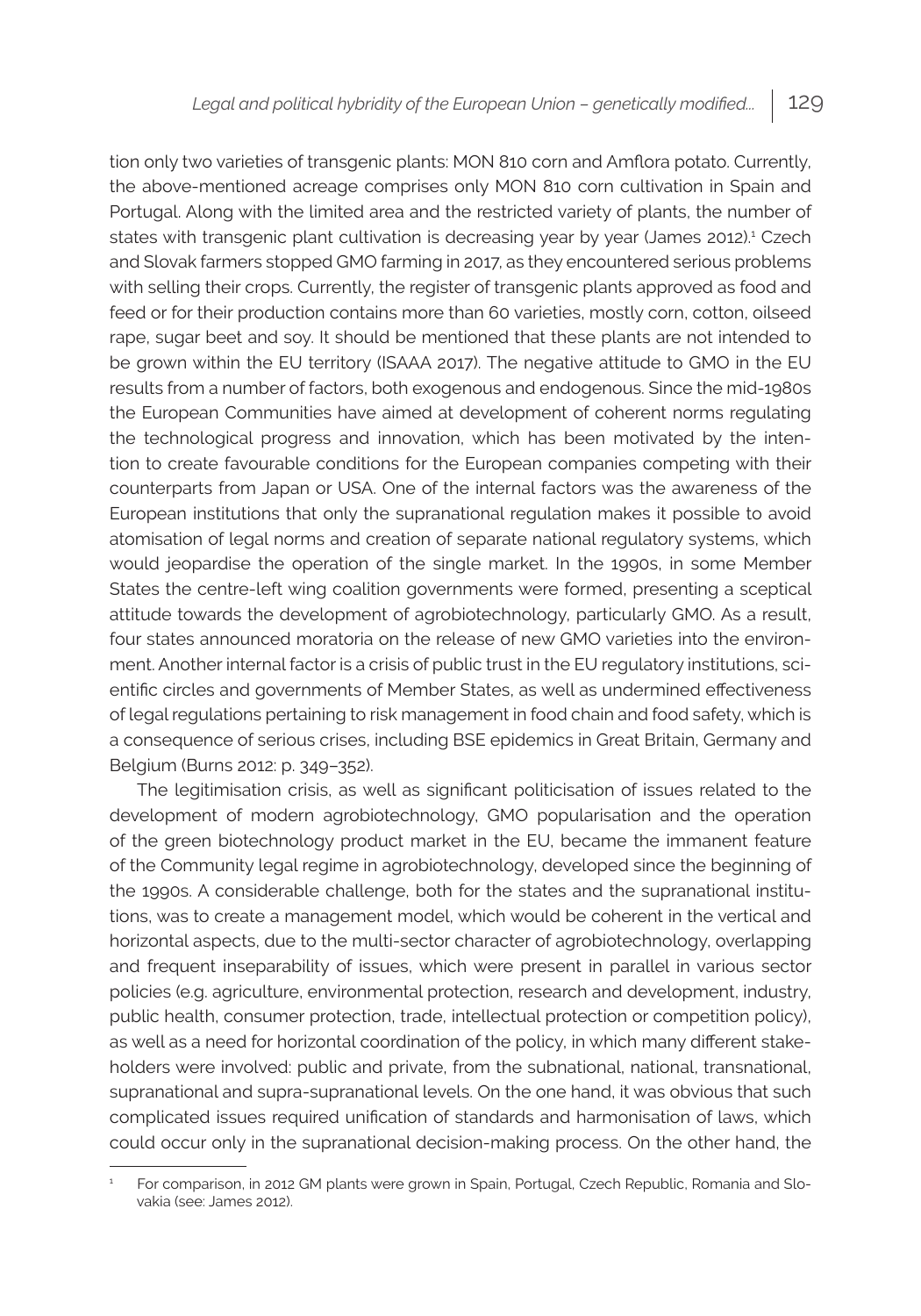tion only two varieties of transgenic plants: MON 810 corn and Amflora potato. Currently, the above-mentioned acreage comprises only MON 810 corn cultivation in Spain and Portugal. Along with the limited area and the restricted variety of plants, the number of states with transgenic plant cultivation is decreasing year by year (James 2012).[1] Czech and Slovak farmers stopped GMO farming in 2017, as they encountered serious problems with selling their crops. Currently, the register of transgenic plants approved as food and feed or for their production contains more than 60 varieties, mostly corn, cotton, oilseed rape, sugar beet and soy. It should be mentioned that these plants are not intended to be grown within the EU territory (ISAAA 2017). The negative attitude to GMO in the EU results from a number of factors, both exogenous and endogenous. Since the mid-1980s the European Communities have aimed at development of coherent norms regulating the technological progress and innovation, which has been motivated by the intention to create favourable conditions for the European companies competing with their counterparts from Japan or USA. One of the internal factors was the awareness of the European institutions that only the supranational regulation makes it possible to avoid atomisation of legal norms and creation of separate national regulatory systems, which would jeopardise the operation of the single market. In the 1990s, in some Member States the centre-left wing coalition governments were formed, presenting a sceptical attitude towards the development of agrobiotechnology, particularly GMO. As a result, four states announced moratoria on the release of new GMO varieties into the environment. Another internal factor is a crisis of public trust in the EU regulatory institutions, scientific circles and governments of Member States, as well as undermined effectiveness of legal regulations pertaining to risk management in food chain and food safety, which is a consequence of serious crises, including BSE epidemics in Great Britain, Germany and Belgium (Burns 2012: p. 349–352).

The legitimisation crisis, as well as significant politicisation of issues related to the development of modern agrobiotechnology, GMO popularisation and the operation of the green biotechnology product market in the EU, became the immanent feature of the Community legal regime in agrobiotechnology, developed since the beginning of the 1990s. A considerable challenge, both for the states and the supranational institutions, was to create a management model, which would be coherent in the vertical and horizontal aspects, due to the multi-sector character of agrobiotechnology, overlapping and frequent inseparability of issues, which were present in parallel in various sector policies (e.g. agriculture, environmental protection, research and development, industry, public health, consumer protection, trade, intellectual protection or competition policy), as well as a need for horizontal coordination of the policy, in which many different stakeholders were involved: public and private, from the subnational, national, transnational, supranational and supra-supranational levels. On the one hand, it was obvious that such complicated issues required unification of standards and harmonisation of laws, which could occur only in the supranational decision-making process. On the other hand, the

[1] For comparison, in 2012 GM plants were grown in Spain, Portugal, Czech Republic, Romania and Slovakia (see: James 2012).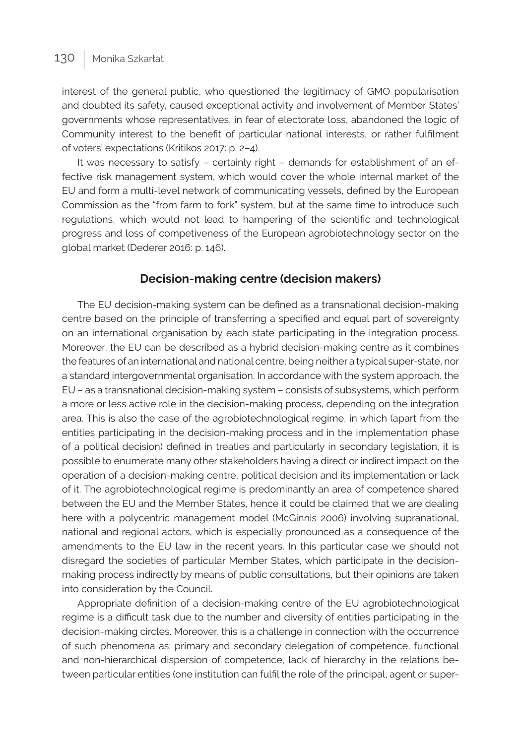interest of the general public, who questioned the legitimacy of GMO popularisation and doubted its safety, caused exceptional activity and involvement of Member States' governments whose representatives, in fear of electorate loss, abandoned the logic of Community interest to the benefit of particular national interests, or rather fulfilment of voters' expectations (Kritikos 2017: p. 2–4).

It was necessary to satisfy – certainly right – demands for establishment of an effective risk management system, which would cover the whole internal market of the EU and form a multi-level network of communicating vessels, defined by the European Commission as the "from farm to fork" system, but at the same time to introduce such regulations, which would not lead to hampering of the scientific and technological progress and loss of competiveness of the European agrobiotechnology sector on the global market (Dederer 2016: p. 146).

## Decision-making centre (decision makers)

The EU decision-making system can be defined as a transnational decision-making centre based on the principle of transferring a specified and equal part of sovereignty on an international organisation by each state participating in the integration process. Moreover, the EU can be described as a hybrid decision-making centre as it combines the features of an international and national centre, being neither a typical super-state, nor a standard intergovernmental organisation. In accordance with the system approach, the EU – as a transnational decision-making system – consists of subsystems, which perform a more or less active role in the decision-making process, depending on the integration area. This is also the case of the agrobiotechnological regime, in which (apart from the entities participating in the decision-making process and in the implementation phase of a political decision) defined in treaties and particularly in secondary legislation, it is possible to enumerate many other stakeholders having a direct or indirect impact on the operation of a decision-making centre, political decision and its implementation or lack of it. The agrobiotechnological regime is predominantly an area of competence shared between the EU and the Member States, hence it could be claimed that we are dealing here with a polycentric management model (McGinnis 2006) involving supranational, national and regional actors, which is especially pronounced as a consequence of the amendments to the EU law in the recent years. In this particular case we should not disregard the societies of particular Member States, which participate in the decision-making process indirectly by means of public consultations, but their opinions are taken into consideration by the Council.

Appropriate definition of a decision-making centre of the EU agrobiotechnological regime is a difficult task due to the number and diversity of entities participating in the decision-making circles. Moreover, this is a challenge in connection with the occurrence of such phenomena as: primary and secondary delegation of competence, functional and non-hierarchical dispersion of competence, lack of hierarchy in the relations between particular entities (one institution can fulfil the role of the principal, agent or super-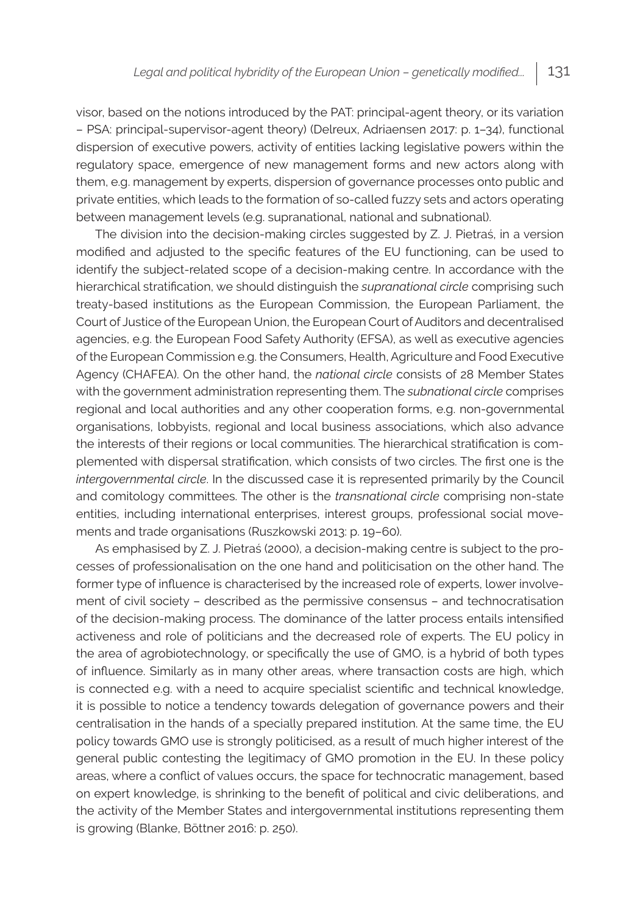visor, based on the notions introduced by the PAT: principal-agent theory, or its variation – PSA: principal-supervisor-agent theory) (Delreux, Adriaensen 2017: p. 1–34), functional dispersion of executive powers, activity of entities lacking legislative powers within the regulatory space, emergence of new management forms and new actors along with them, e.g. management by experts, dispersion of governance processes onto public and private entities, which leads to the formation of so-called fuzzy sets and actors operating between management levels (e.g. supranational, national and subnational).

The division into the decision-making circles suggested by Z. J. Pietraś, in a version modified and adjusted to the specific features of the EU functioning, can be used to identify the subject-related scope of a decision-making centre. In accordance with the hierarchical stratification, we should distinguish the *supranational circle* comprising such treaty-based institutions as the European Commission, the European Parliament, the Court of Justice of the European Union, the European Court of Auditors and decentralised agencies, e.g. the European Food Safety Authority (EFSA), as well as executive agencies of the European Commission e.g. the Consumers, Health, Agriculture and Food Executive Agency (CHAFEA). On the other hand, the *national circle* consists of 28 Member States with the government administration representing them. The *subnational circle* comprises regional and local authorities and any other cooperation forms, e.g. non-governmental organisations, lobbyists, regional and local business associations, which also advance the interests of their regions or local communities. The hierarchical stratification is complemented with dispersal stratification, which consists of two circles. The first one is the *intergovernmental circle*. In the discussed case it is represented primarily by the Council and comitology committees. The other is the *transnational circle* comprising non-state entities, including international enterprises, interest groups, professional social movements and trade organisations (Ruszkowski 2013: p. 19–60).

As emphasised by Z. J. Pietraś (2000), a decision-making centre is subject to the processes of professionalisation on the one hand and politicisation on the other hand. The former type of influence is characterised by the increased role of experts, lower involvement of civil society – described as the permissive consensus – and technocratisation of the decision-making process. The dominance of the latter process entails intensified activeness and role of politicians and the decreased role of experts. The EU policy in the area of agrobiotechnology, or specifically the use of GMO, is a hybrid of both types of influence. Similarly as in many other areas, where transaction costs are high, which is connected e.g. with a need to acquire specialist scientific and technical knowledge, it is possible to notice a tendency towards delegation of governance powers and their centralisation in the hands of a specially prepared institution. At the same time, the EU policy towards GMO use is strongly politicised, as a result of much higher interest of the general public contesting the legitimacy of GMO promotion in the EU. In these policy areas, where a conflict of values occurs, the space for technocratic management, based on expert knowledge, is shrinking to the benefit of political and civic deliberations, and the activity of the Member States and intergovernmental institutions representing them is growing (Blanke, Böttner 2016: p. 250).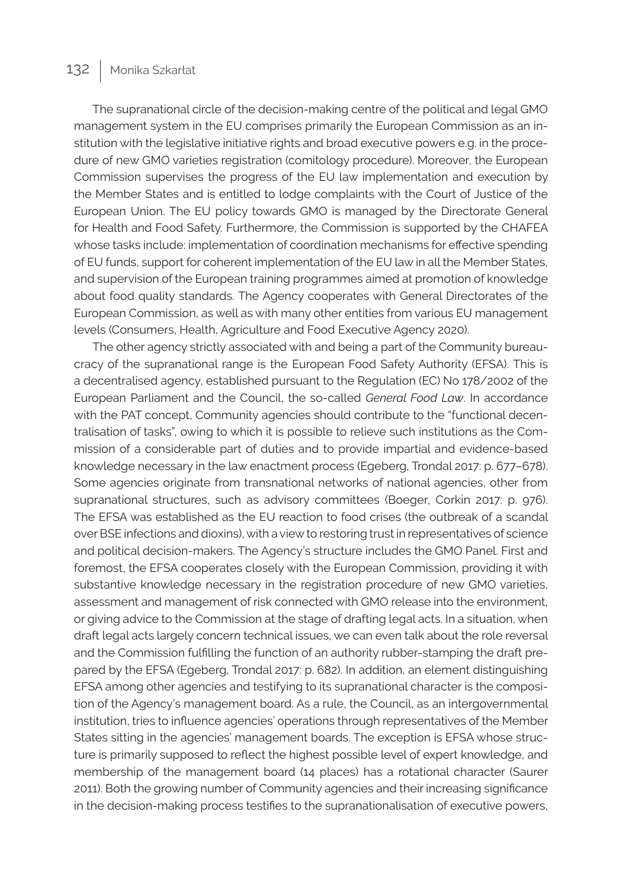The supranational circle of the decision-making centre of the political and legal GMO management system in the EU comprises primarily the European Commission as an institution with the legislative initiative rights and broad executive powers e.g. in the procedure of new GMO varieties registration (comitology procedure). Moreover, the European Commission supervises the progress of the EU law implementation and execution by the Member States and is entitled to lodge complaints with the Court of Justice of the European Union. The EU policy towards GMO is managed by the Directorate General for Health and Food Safety. Furthermore, the Commission is supported by the CHAFEA whose tasks include: implementation of coordination mechanisms for effective spending of EU funds, support for coherent implementation of the EU law in all the Member States, and supervision of the European training programmes aimed at promotion of knowledge about food quality standards. The Agency cooperates with General Directorates of the European Commission, as well as with many other entities from various EU management levels (Consumers, Health, Agriculture and Food Executive Agency 2020).

The other agency strictly associated with and being a part of the Community bureaucracy of the supranational range is the European Food Safety Authority (EFSA). This is a decentralised agency, established pursuant to the Regulation (EC) No 178/2002 of the European Parliament and the Council, the so-called *General Food Law*. In accordance with the PAT concept, Community agencies should contribute to the "functional decentralisation of tasks", owing to which it is possible to relieve such institutions as the Commission of a considerable part of duties and to provide impartial and evidence-based knowledge necessary in the law enactment process (Egeberg, Trondal 2017: p. 677–678). Some agencies originate from transnational networks of national agencies, other from supranational structures, such as advisory committees (Boeger, Corkin 2017: p. 976). The EFSA was established as the EU reaction to food crises (the outbreak of a scandal over BSE infections and dioxins), with a view to restoring trust in representatives of science and political decision-makers. The Agency's structure includes the GMO Panel. First and foremost, the EFSA cooperates closely with the European Commission, providing it with substantive knowledge necessary in the registration procedure of new GMO varieties, assessment and management of risk connected with GMO release into the environment, or giving advice to the Commission at the stage of drafting legal acts. In a situation, when draft legal acts largely concern technical issues, we can even talk about the role reversal and the Commission fulfilling the function of an authority rubber-stamping the draft prepared by the EFSA (Egeberg, Trondal 2017: p. 682). In addition, an element distinguishing EFSA among other agencies and testifying to its supranational character is the composition of the Agency's management board. As a rule, the Council, as an intergovernmental institution, tries to influence agencies' operations through representatives of the Member States sitting in the agencies' management boards. The exception is EFSA whose structure is primarily supposed to reflect the highest possible level of expert knowledge, and membership of the management board (14 places) has a rotational character (Saurer 2011). Both the growing number of Community agencies and their increasing significance in the decision-making process testifies to the supranationalisation of executive powers,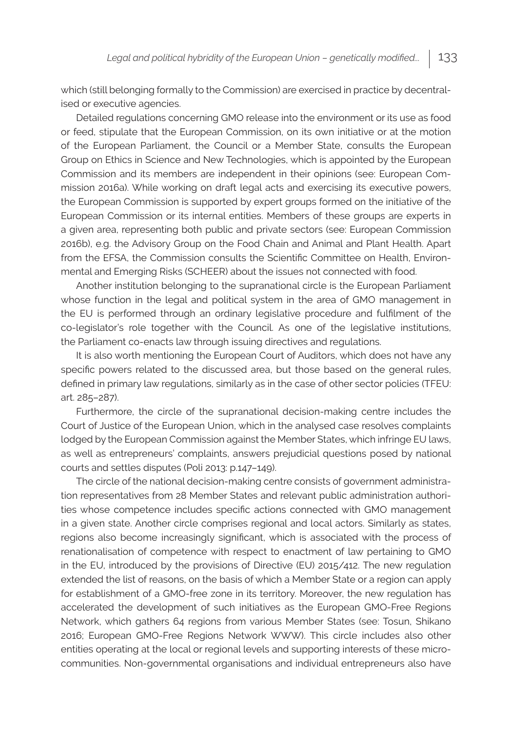which (still belonging formally to the Commission) are exercised in practice by decentralised or executive agencies.

Detailed regulations concerning GMO release into the environment or its use as food or feed, stipulate that the European Commission, on its own initiative or at the motion of the European Parliament, the Council or a Member State, consults the European Group on Ethics in Science and New Technologies, which is appointed by the European Commission and its members are independent in their opinions (see: European Commission 2016a). While working on draft legal acts and exercising its executive powers, the European Commission is supported by expert groups formed on the initiative of the European Commission or its internal entities. Members of these groups are experts in a given area, representing both public and private sectors (see: European Commission 2016b), e.g. the Advisory Group on the Food Chain and Animal and Plant Health. Apart from the EFSA, the Commission consults the Scientific Committee on Health, Environmental and Emerging Risks (SCHEER) about the issues not connected with food.

Another institution belonging to the supranational circle is the European Parliament whose function in the legal and political system in the area of GMO management in the EU is performed through an ordinary legislative procedure and fulfilment of the co-legislator's role together with the Council. As one of the legislative institutions, the Parliament co-enacts law through issuing directives and regulations.

It is also worth mentioning the European Court of Auditors, which does not have any specific powers related to the discussed area, but those based on the general rules, defined in primary law regulations, similarly as in the case of other sector policies (TFEU: art. 285–287).

Furthermore, the circle of the supranational decision-making centre includes the Court of Justice of the European Union, which in the analysed case resolves complaints lodged by the European Commission against the Member States, which infringe EU laws, as well as entrepreneurs' complaints, answers prejudicial questions posed by national courts and settles disputes (Poli 2013: p.147–149).

The circle of the national decision-making centre consists of government administration representatives from 28 Member States and relevant public administration authorities whose competence includes specific actions connected with GMO management in a given state. Another circle comprises regional and local actors. Similarly as states, regions also become increasingly significant, which is associated with the process of renationalisation of competence with respect to enactment of law pertaining to GMO in the EU, introduced by the provisions of Directive (EU) 2015/412. The new regulation extended the list of reasons, on the basis of which a Member State or a region can apply for establishment of a GMO-free zone in its territory. Moreover, the new regulation has accelerated the development of such initiatives as the European GMO-Free Regions Network, which gathers 64 regions from various Member States (see: Tosun, Shikano 2016; European GMO-Free Regions Network WWW). This circle includes also other entities operating at the local or regional levels and supporting interests of these micro-communities. Non-governmental organisations and individual entrepreneurs also have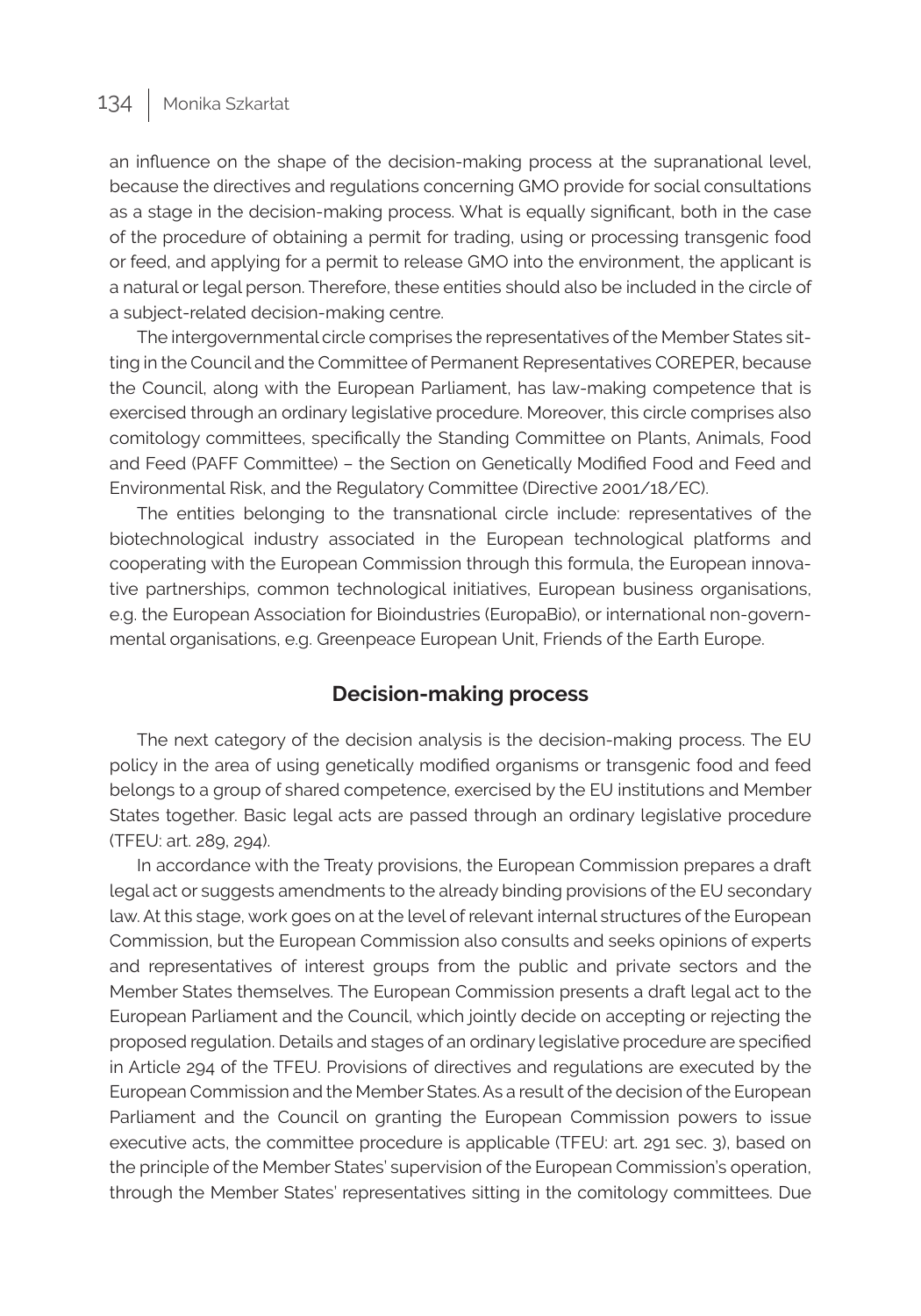an influence on the shape of the decision-making process at the supranational level, because the directives and regulations concerning GMO provide for social consultations as a stage in the decision-making process. What is equally significant, both in the case of the procedure of obtaining a permit for trading, using or processing transgenic food or feed, and applying for a permit to release GMO into the environment, the applicant is a natural or legal person. Therefore, these entities should also be included in the circle of a subject-related decision-making centre.

The intergovernmental circle comprises the representatives of the Member States sitting in the Council and the Committee of Permanent Representatives COREPER, because the Council, along with the European Parliament, has law-making competence that is exercised through an ordinary legislative procedure. Moreover, this circle comprises also comitology committees, specifically the Standing Committee on Plants, Animals, Food and Feed (PAFF Committee) – the Section on Genetically Modified Food and Feed and Environmental Risk, and the Regulatory Committee (Directive 2001/18/EC).

The entities belonging to the transnational circle include: representatives of the biotechnological industry associated in the European technological platforms and cooperating with the European Commission through this formula, the European innovative partnerships, common technological initiatives, European business organisations, e.g. the European Association for Bioindustries (EuropaBio), or international non-governmental organisations, e.g. Greenpeace European Unit, Friends of the Earth Europe.

## Decision-making process

The next category of the decision analysis is the decision-making process. The EU policy in the area of using genetically modified organisms or transgenic food and feed belongs to a group of shared competence, exercised by the EU institutions and Member States together. Basic legal acts are passed through an ordinary legislative procedure (TFEU: art. 289, 294).

In accordance with the Treaty provisions, the European Commission prepares a draft legal act or suggests amendments to the already binding provisions of the EU secondary law. At this stage, work goes on at the level of relevant internal structures of the European Commission, but the European Commission also consults and seeks opinions of experts and representatives of interest groups from the public and private sectors and the Member States themselves. The European Commission presents a draft legal act to the European Parliament and the Council, which jointly decide on accepting or rejecting the proposed regulation. Details and stages of an ordinary legislative procedure are specified in Article 294 of the TFEU. Provisions of directives and regulations are executed by the European Commission and the Member States. As a result of the decision of the European Parliament and the Council on granting the European Commission powers to issue executive acts, the committee procedure is applicable (TFEU: art. 291 sec. 3), based on the principle of the Member States' supervision of the European Commission's operation, through the Member States' representatives sitting in the comitology committees. Due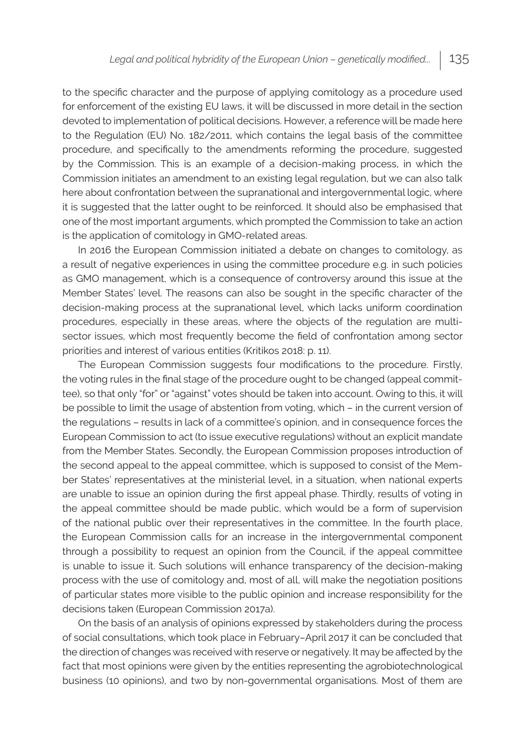to the specific character and the purpose of applying comitology as a procedure used for enforcement of the existing EU laws, it will be discussed in more detail in the section devoted to implementation of political decisions. However, a reference will be made here to the Regulation (EU) No. 182/2011, which contains the legal basis of the committee procedure, and specifically to the amendments reforming the procedure, suggested by the Commission. This is an example of a decision-making process, in which the Commission initiates an amendment to an existing legal regulation, but we can also talk here about confrontation between the supranational and intergovernmental logic, where it is suggested that the latter ought to be reinforced. It should also be emphasised that one of the most important arguments, which prompted the Commission to take an action is the application of comitology in GMO-related areas.

In 2016 the European Commission initiated a debate on changes to comitology, as a result of negative experiences in using the committee procedure e.g. in such policies as GMO management, which is a consequence of controversy around this issue at the Member States' level. The reasons can also be sought in the specific character of the decision-making process at the supranational level, which lacks uniform coordination procedures, especially in these areas, where the objects of the regulation are multi-sector issues, which most frequently become the field of confrontation among sector priorities and interest of various entities (Kritikos 2018: p. 11).

The European Commission suggests four modifications to the procedure. Firstly, the voting rules in the final stage of the procedure ought to be changed (appeal committee), so that only "for" or "against" votes should be taken into account. Owing to this, it will be possible to limit the usage of abstention from voting, which – in the current version of the regulations – results in lack of a committee's opinion, and in consequence forces the European Commission to act (to issue executive regulations) without an explicit mandate from the Member States. Secondly, the European Commission proposes introduction of the second appeal to the appeal committee, which is supposed to consist of the Member States' representatives at the ministerial level, in a situation, when national experts are unable to issue an opinion during the first appeal phase. Thirdly, results of voting in the appeal committee should be made public, which would be a form of supervision of the national public over their representatives in the committee. In the fourth place, the European Commission calls for an increase in the intergovernmental component through a possibility to request an opinion from the Council, if the appeal committee is unable to issue it. Such solutions will enhance transparency of the decision-making process with the use of comitology and, most of all, will make the negotiation positions of particular states more visible to the public opinion and increase responsibility for the decisions taken (European Commission 2017a).

On the basis of an analysis of opinions expressed by stakeholders during the process of social consultations, which took place in February–April 2017 it can be concluded that the direction of changes was received with reserve or negatively. It may be affected by the fact that most opinions were given by the entities representing the agrobiotechnological business (10 opinions), and two by non-governmental organisations. Most of them are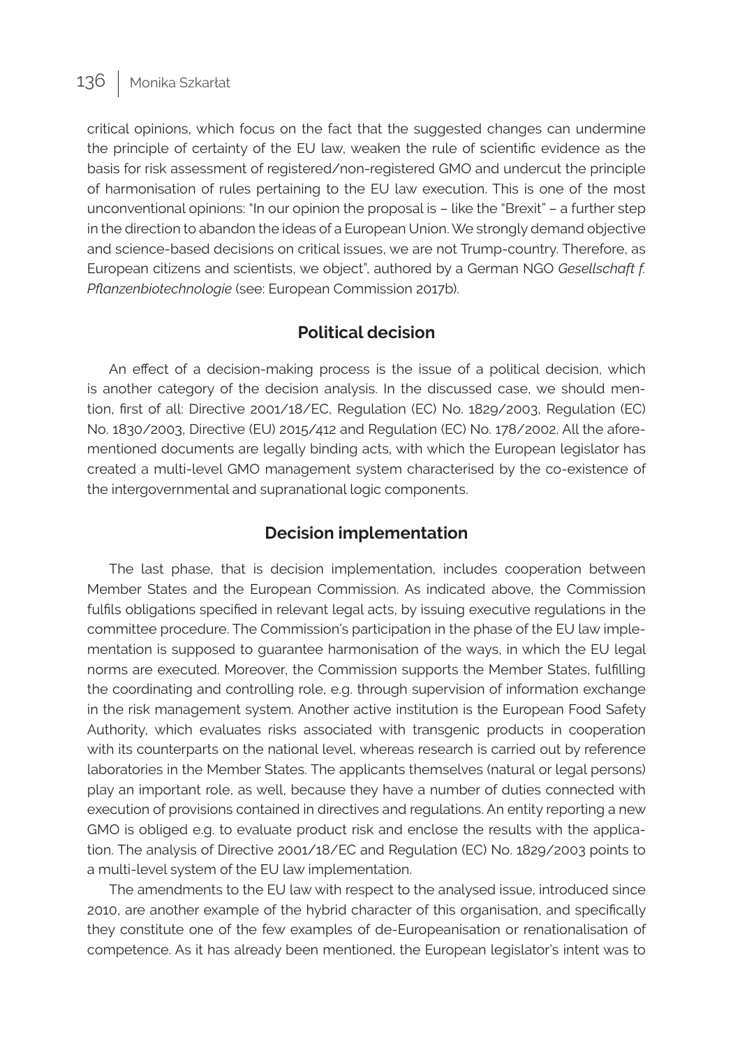critical opinions, which focus on the fact that the suggested changes can undermine the principle of certainty of the EU law, weaken the rule of scientific evidence as the basis for risk assessment of registered/non-registered GMO and undercut the principle of harmonisation of rules pertaining to the EU law execution. This is one of the most unconventional opinions: "In our opinion the proposal is – like the "Brexit" – a further step in the direction to abandon the ideas of a European Union. We strongly demand objective and science-based decisions on critical issues, we are not Trump-country. Therefore, as European citizens and scientists, we object", authored by a German NGO *Gesellschaft f. Pflanzenbiotechnologie* (see: European Commission 2017b).

## Political decision

An effect of a decision-making process is the issue of a political decision, which is another category of the decision analysis. In the discussed case, we should mention, first of all: Directive 2001/18/EC, Regulation (EC) No. 1829/2003, Regulation (EC) No. 1830/2003, Directive (EU) 2015/412 and Regulation (EC) No. 178/2002. All the aforementioned documents are legally binding acts, with which the European legislator has created a multi-level GMO management system characterised by the co-existence of the intergovernmental and supranational logic components.

## Decision implementation

The last phase, that is decision implementation, includes cooperation between Member States and the European Commission. As indicated above, the Commission fulfils obligations specified in relevant legal acts, by issuing executive regulations in the committee procedure. The Commission's participation in the phase of the EU law implementation is supposed to guarantee harmonisation of the ways, in which the EU legal norms are executed. Moreover, the Commission supports the Member States, fulfilling the coordinating and controlling role, e.g. through supervision of information exchange in the risk management system. Another active institution is the European Food Safety Authority, which evaluates risks associated with transgenic products in cooperation with its counterparts on the national level, whereas research is carried out by reference laboratories in the Member States. The applicants themselves (natural or legal persons) play an important role, as well, because they have a number of duties connected with execution of provisions contained in directives and regulations. An entity reporting a new GMO is obliged e.g. to evaluate product risk and enclose the results with the application. The analysis of Directive 2001/18/EC and Regulation (EC) No. 1829/2003 points to a multi-level system of the EU law implementation.

The amendments to the EU law with respect to the analysed issue, introduced since 2010, are another example of the hybrid character of this organisation, and specifically they constitute one of the few examples of de-Europeanisation or renationalisation of competence. As it has already been mentioned, the European legislator's intent was to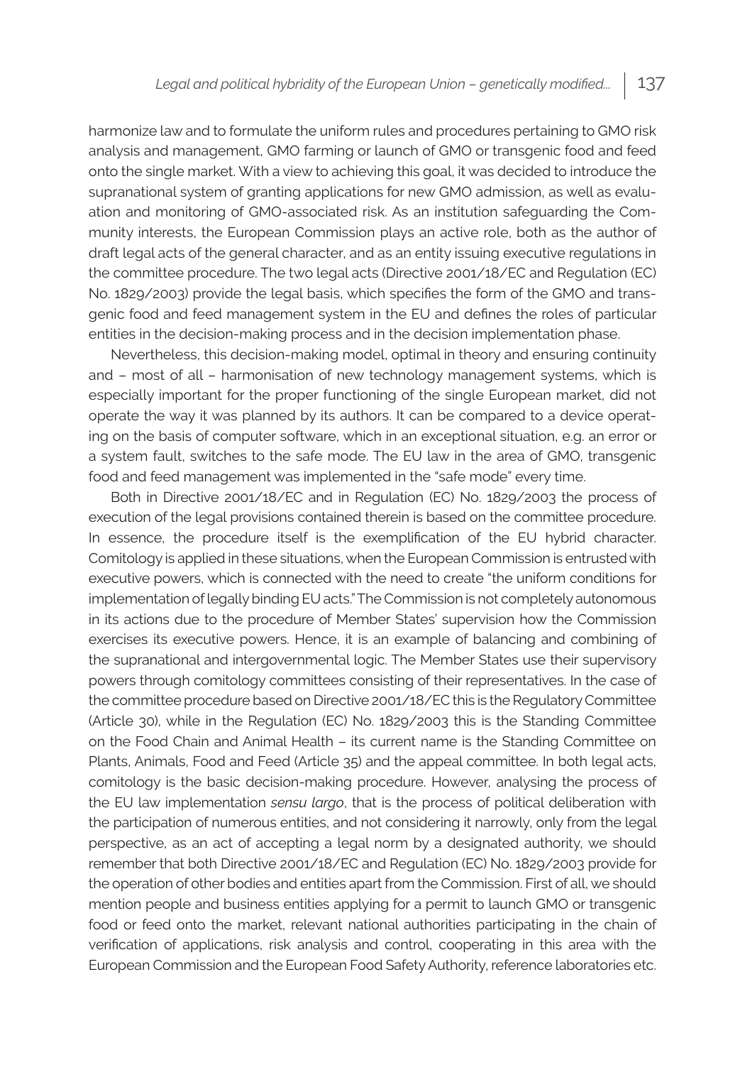harmonize law and to formulate the uniform rules and procedures pertaining to GMO risk analysis and management, GMO farming or launch of GMO or transgenic food and feed onto the single market. With a view to achieving this goal, it was decided to introduce the supranational system of granting applications for new GMO admission, as well as evaluation and monitoring of GMO-associated risk. As an institution safeguarding the Community interests, the European Commission plays an active role, both as the author of draft legal acts of the general character, and as an entity issuing executive regulations in the committee procedure. The two legal acts (Directive 2001/18/EC and Regulation (EC) No. 1829/2003) provide the legal basis, which specifies the form of the GMO and transgenic food and feed management system in the EU and defines the roles of particular entities in the decision-making process and in the decision implementation phase.

Nevertheless, this decision-making model, optimal in theory and ensuring continuity and – most of all – harmonisation of new technology management systems, which is especially important for the proper functioning of the single European market, did not operate the way it was planned by its authors. It can be compared to a device operating on the basis of computer software, which in an exceptional situation, e.g. an error or a system fault, switches to the safe mode. The EU law in the area of GMO, transgenic food and feed management was implemented in the "safe mode" every time.

Both in Directive 2001/18/EC and in Regulation (EC) No. 1829/2003 the process of execution of the legal provisions contained therein is based on the committee procedure. In essence, the procedure itself is the exemplification of the EU hybrid character. Comitology is applied in these situations, when the European Commission is entrusted with executive powers, which is connected with the need to create "the uniform conditions for implementation of legally binding EU acts." The Commission is not completely autonomous in its actions due to the procedure of Member States' supervision how the Commission exercises its executive powers. Hence, it is an example of balancing and combining of the supranational and intergovernmental logic. The Member States use their supervisory powers through comitology committees consisting of their representatives. In the case of the committee procedure based on Directive 2001/18/EC this is the Regulatory Committee (Article 30), while in the Regulation (EC) No. 1829/2003 this is the Standing Committee on the Food Chain and Animal Health – its current name is the Standing Committee on Plants, Animals, Food and Feed (Article 35) and the appeal committee. In both legal acts, comitology is the basic decision-making procedure. However, analysing the process of the EU law implementation *sensu largo*, that is the process of political deliberation with the participation of numerous entities, and not considering it narrowly, only from the legal perspective, as an act of accepting a legal norm by a designated authority, we should remember that both Directive 2001/18/EC and Regulation (EC) No. 1829/2003 provide for the operation of other bodies and entities apart from the Commission. First of all, we should mention people and business entities applying for a permit to launch GMO or transgenic food or feed onto the market, relevant national authorities participating in the chain of verification of applications, risk analysis and control, cooperating in this area with the European Commission and the European Food Safety Authority, reference laboratories etc.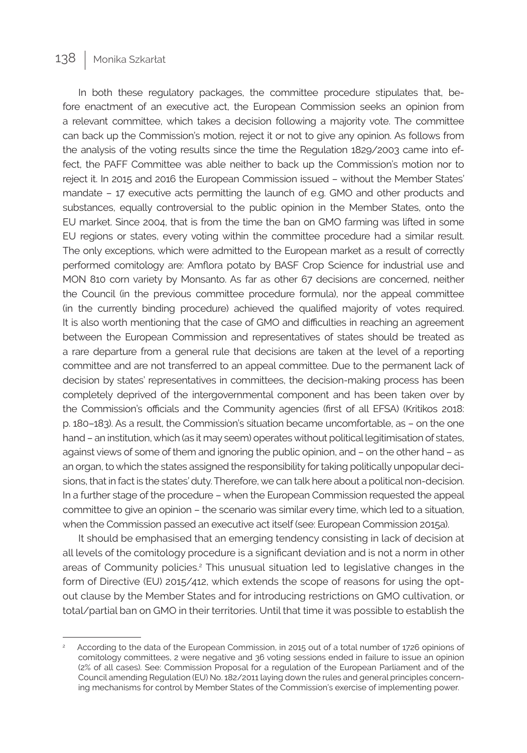In both these regulatory packages, the committee procedure stipulates that, before enactment of an executive act, the European Commission seeks an opinion from a relevant committee, which takes a decision following a majority vote. The committee can back up the Commission's motion, reject it or not to give any opinion. As follows from the analysis of the voting results since the time the Regulation 1829/2003 came into effect, the PAFF Committee was able neither to back up the Commission's motion nor to reject it. In 2015 and 2016 the European Commission issued – without the Member States' mandate – 17 executive acts permitting the launch of e.g. GMO and other products and substances, equally controversial to the public opinion in the Member States, onto the EU market. Since 2004, that is from the time the ban on GMO farming was lifted in some EU regions or states, every voting within the committee procedure had a similar result. The only exceptions, which were admitted to the European market as a result of correctly performed comitology are: Amflora potato by BASF Crop Science for industrial use and MON 810 corn variety by Monsanto. As far as other 67 decisions are concerned, neither the Council (in the previous committee procedure formula), nor the appeal committee (in the currently binding procedure) achieved the qualified majority of votes required. It is also worth mentioning that the case of GMO and difficulties in reaching an agreement between the European Commission and representatives of states should be treated as a rare departure from a general rule that decisions are taken at the level of a reporting committee and are not transferred to an appeal committee. Due to the permanent lack of decision by states' representatives in committees, the decision-making process has been completely deprived of the intergovernmental component and has been taken over by the Commission's officials and the Community agencies (first of all EFSA) (Kritikos 2018: p. 180–183). As a result, the Commission's situation became uncomfortable, as – on the one hand – an institution, which (as it may seem) operates without political legitimisation of states, against views of some of them and ignoring the public opinion, and – on the other hand – as an organ, to which the states assigned the responsibility for taking politically unpopular decisions, that in fact is the states' duty. Therefore, we can talk here about a political non-decision. In a further stage of the procedure – when the European Commission requested the appeal committee to give an opinion – the scenario was similar every time, which led to a situation, when the Commission passed an executive act itself (see: European Commission 2015a).

It should be emphasised that an emerging tendency consisting in lack of decision at all levels of the comitology procedure is a significant deviation and is not a norm in other areas of Community policies.[2] This unusual situation led to legislative changes in the form of Directive (EU) 2015/412, which extends the scope of reasons for using the opt-out clause by the Member States and for introducing restrictions on GMO cultivation, or total/partial ban on GMO in their territories. Until that time it was possible to establish the

[2] According to the data of the European Commission, in 2015 out of a total number of 1726 opinions of comitology committees, 2 were negative and 36 voting sessions ended in failure to issue an opinion (2% of all cases). See: Commission Proposal for a regulation of the European Parliament and of the Council amending Regulation (EU) No. 182/2011 laying down the rules and general principles concerning mechanisms for control by Member States of the Commission's exercise of implementing power.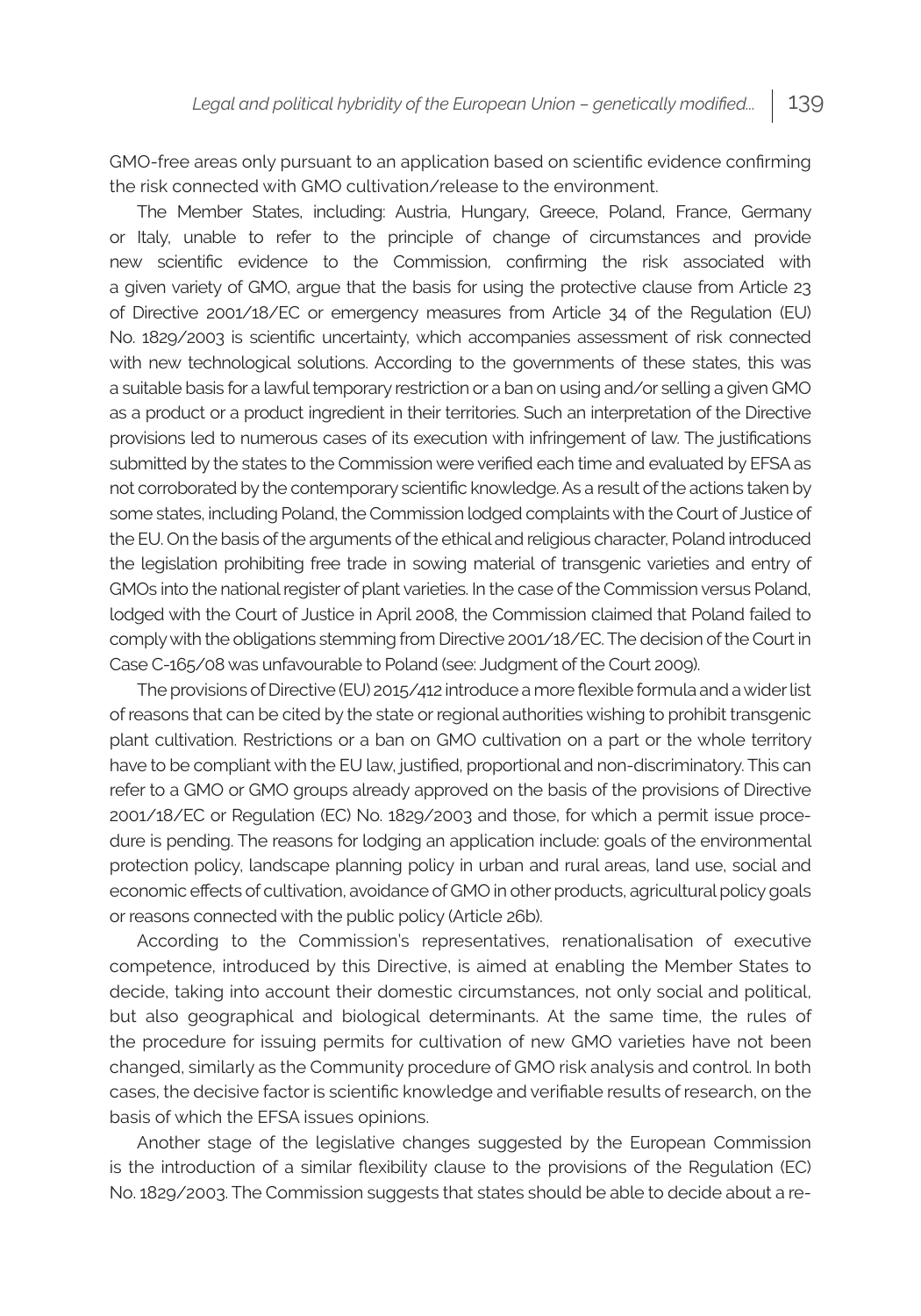GMO-free areas only pursuant to an application based on scientific evidence confirming the risk connected with GMO cultivation/release to the environment.

The Member States, including: Austria, Hungary, Greece, Poland, France, Germany or Italy, unable to refer to the principle of change of circumstances and provide new scientific evidence to the Commission, confirming the risk associated with a given variety of GMO, argue that the basis for using the protective clause from Article 23 of Directive 2001/18/EC or emergency measures from Article 34 of the Regulation (EU) No. 1829/2003 is scientific uncertainty, which accompanies assessment of risk connected with new technological solutions. According to the governments of these states, this was a suitable basis for a lawful temporary restriction or a ban on using and/or selling a given GMO as a product or a product ingredient in their territories. Such an interpretation of the Directive provisions led to numerous cases of its execution with infringement of law. The justifications submitted by the states to the Commission were verified each time and evaluated by EFSA as not corroborated by the contemporary scientific knowledge. As a result of the actions taken by some states, including Poland, the Commission lodged complaints with the Court of Justice of the EU. On the basis of the arguments of the ethical and religious character, Poland introduced the legislation prohibiting free trade in sowing material of transgenic varieties and entry of GMOs into the national register of plant varieties. In the case of the Commission versus Poland, lodged with the Court of Justice in April 2008, the Commission claimed that Poland failed to comply with the obligations stemming from Directive 2001/18/EC. The decision of the Court in Case C-165/08 was unfavourable to Poland (see: Judgment of the Court 2009).

The provisions of Directive (EU) 2015/412 introduce a more flexible formula and a wider list of reasons that can be cited by the state or regional authorities wishing to prohibit transgenic plant cultivation. Restrictions or a ban on GMO cultivation on a part or the whole territory have to be compliant with the EU law, justified, proportional and non-discriminatory. This can refer to a GMO or GMO groups already approved on the basis of the provisions of Directive 2001/18/EC or Regulation (EC) No. 1829/2003 and those, for which a permit issue procedure is pending. The reasons for lodging an application include: goals of the environmental protection policy, landscape planning policy in urban and rural areas, land use, social and economic effects of cultivation, avoidance of GMO in other products, agricultural policy goals or reasons connected with the public policy (Article 26b).

According to the Commission's representatives, renationalisation of executive competence, introduced by this Directive, is aimed at enabling the Member States to decide, taking into account their domestic circumstances, not only social and political, but also geographical and biological determinants. At the same time, the rules of the procedure for issuing permits for cultivation of new GMO varieties have not been changed, similarly as the Community procedure of GMO risk analysis and control. In both cases, the decisive factor is scientific knowledge and verifiable results of research, on the basis of which the EFSA issues opinions.

Another stage of the legislative changes suggested by the European Commission is the introduction of a similar flexibility clause to the provisions of the Regulation (EC) No. 1829/2003. The Commission suggests that states should be able to decide about a re-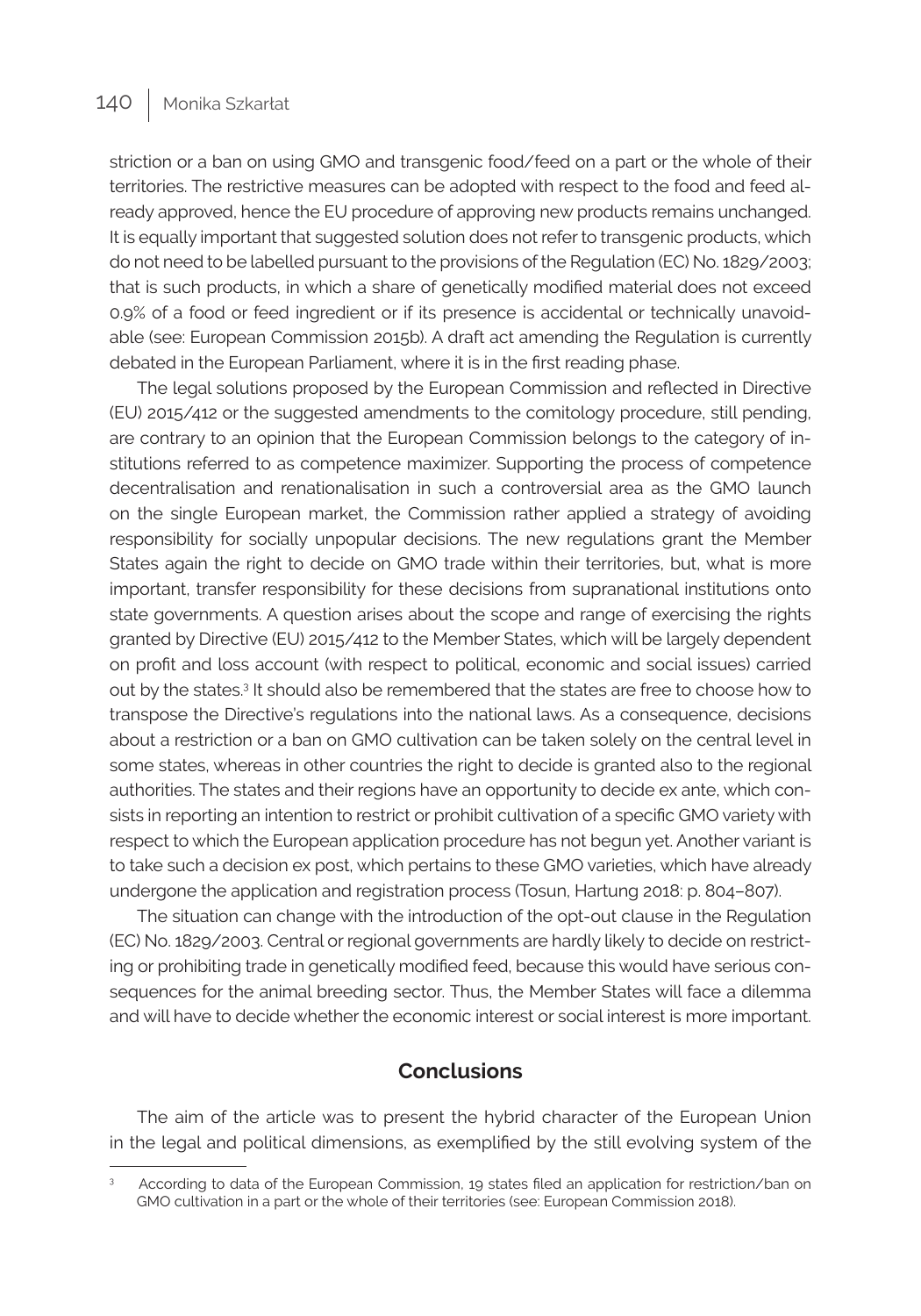striction or a ban on using GMO and transgenic food/feed on a part or the whole of their territories. The restrictive measures can be adopted with respect to the food and feed already approved, hence the EU procedure of approving new products remains unchanged. It is equally important that suggested solution does not refer to transgenic products, which do not need to be labelled pursuant to the provisions of the Regulation (EC) No. 1829/2003; that is such products, in which a share of genetically modified material does not exceed 0.9% of a food or feed ingredient or if its presence is accidental or technically unavoidable (see: European Commission 2015b). A draft act amending the Regulation is currently debated in the European Parliament, where it is in the first reading phase.

The legal solutions proposed by the European Commission and reflected in Directive (EU) 2015/412 or the suggested amendments to the comitology procedure, still pending, are contrary to an opinion that the European Commission belongs to the category of institutions referred to as competence maximizer. Supporting the process of competence decentralisation and renationalisation in such a controversial area as the GMO launch on the single European market, the Commission rather applied a strategy of avoiding responsibility for socially unpopular decisions. The new regulations grant the Member States again the right to decide on GMO trade within their territories, but, what is more important, transfer responsibility for these decisions from supranational institutions onto state governments. A question arises about the scope and range of exercising the rights granted by Directive (EU) 2015/412 to the Member States, which will be largely dependent on profit and loss account (with respect to political, economic and social issues) carried out by the states.[3] It should also be remembered that the states are free to choose how to transpose the Directive's regulations into the national laws. As a consequence, decisions about a restriction or a ban on GMO cultivation can be taken solely on the central level in some states, whereas in other countries the right to decide is granted also to the regional authorities. The states and their regions have an opportunity to decide ex ante, which consists in reporting an intention to restrict or prohibit cultivation of a specific GMO variety with respect to which the European application procedure has not begun yet. Another variant is to take such a decision ex post, which pertains to these GMO varieties, which have already undergone the application and registration process (Tosun, Hartung 2018: p. 804–807).

The situation can change with the introduction of the opt-out clause in the Regulation (EC) No. 1829/2003. Central or regional governments are hardly likely to decide on restricting or prohibiting trade in genetically modified feed, because this would have serious consequences for the animal breeding sector. Thus, the Member States will face a dilemma and will have to decide whether the economic interest or social interest is more important.

## Conclusions

The aim of the article was to present the hybrid character of the European Union in the legal and political dimensions, as exemplified by the still evolving system of the

---

[3] According to data of the European Commission, 19 states filed an application for restriction/ban on GMO cultivation in a part or the whole of their territories (see: European Commission 2018).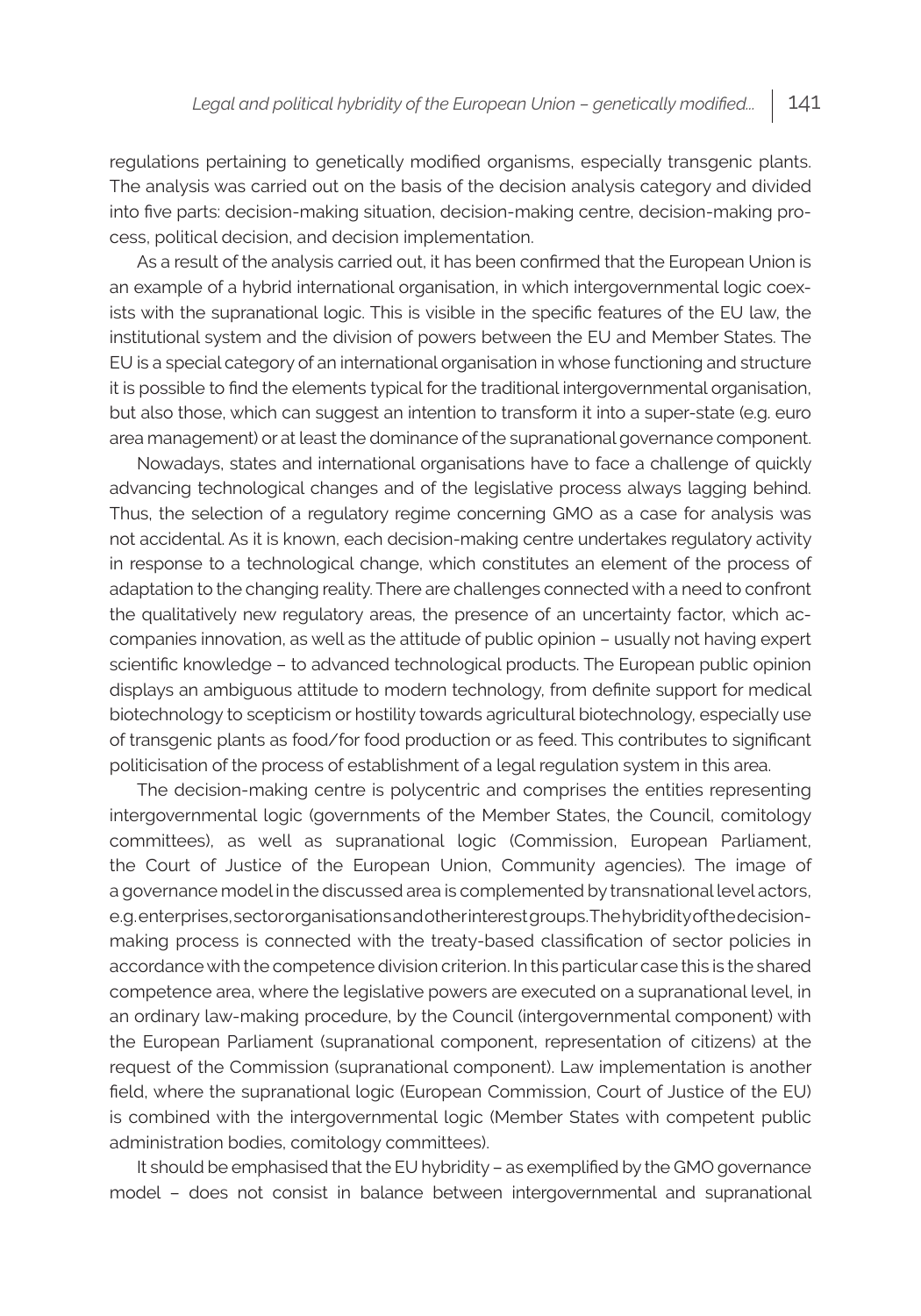regulations pertaining to genetically modified organisms, especially transgenic plants. The analysis was carried out on the basis of the decision analysis category and divided into five parts: decision-making situation, decision-making centre, decision-making process, political decision, and decision implementation.

As a result of the analysis carried out, it has been confirmed that the European Union is an example of a hybrid international organisation, in which intergovernmental logic coexists with the supranational logic. This is visible in the specific features of the EU law, the institutional system and the division of powers between the EU and Member States. The EU is a special category of an international organisation in whose functioning and structure it is possible to find the elements typical for the traditional intergovernmental organisation, but also those, which can suggest an intention to transform it into a super-state (e.g. euro area management) or at least the dominance of the supranational governance component.

Nowadays, states and international organisations have to face a challenge of quickly advancing technological changes and of the legislative process always lagging behind. Thus, the selection of a regulatory regime concerning GMO as a case for analysis was not accidental. As it is known, each decision-making centre undertakes regulatory activity in response to a technological change, which constitutes an element of the process of adaptation to the changing reality. There are challenges connected with a need to confront the qualitatively new regulatory areas, the presence of an uncertainty factor, which accompanies innovation, as well as the attitude of public opinion – usually not having expert scientific knowledge – to advanced technological products. The European public opinion displays an ambiguous attitude to modern technology, from definite support for medical biotechnology to scepticism or hostility towards agricultural biotechnology, especially use of transgenic plants as food/for food production or as feed. This contributes to significant politicisation of the process of establishment of a legal regulation system in this area.

The decision-making centre is polycentric and comprises the entities representing intergovernmental logic (governments of the Member States, the Council, comitology committees), as well as supranational logic (Commission, European Parliament, the Court of Justice of the European Union, Community agencies). The image of a governance model in the discussed area is complemented by transnational level actors, e.g. enterprises, sector organisations and other interest groups. The hybridity of the decision-making process is connected with the treaty-based classification of sector policies in accordance with the competence division criterion. In this particular case this is the shared competence area, where the legislative powers are executed on a supranational level, in an ordinary law-making procedure, by the Council (intergovernmental component) with the European Parliament (supranational component, representation of citizens) at the request of the Commission (supranational component). Law implementation is another field, where the supranational logic (European Commission, Court of Justice of the EU) is combined with the intergovernmental logic (Member States with competent public administration bodies, comitology committees).

It should be emphasised that the EU hybridity – as exemplified by the GMO governance model – does not consist in balance between intergovernmental and supranational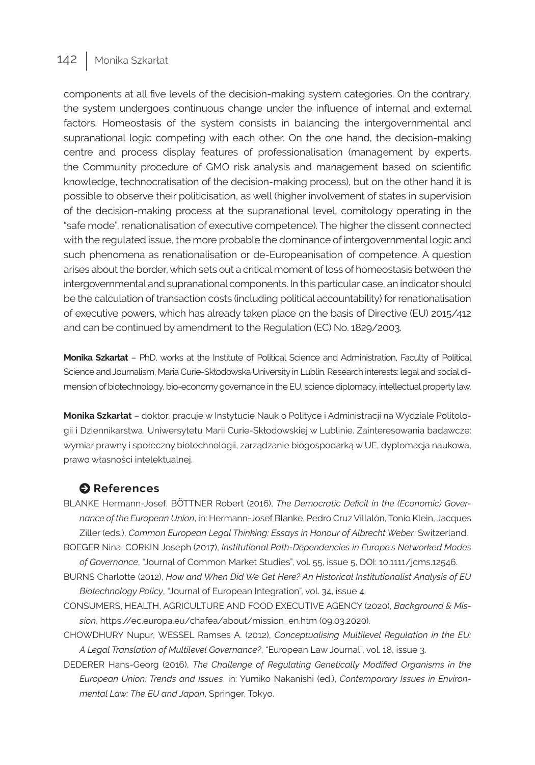components at all five levels of the decision-making system categories. On the contrary, the system undergoes continuous change under the influence of internal and external factors. Homeostasis of the system consists in balancing the intergovernmental and supranational logic competing with each other. On the one hand, the decision-making centre and process display features of professionalisation (management by experts, the Community procedure of GMO risk analysis and management based on scientific knowledge, technocratisation of the decision-making process), but on the other hand it is possible to observe their politicisation, as well (higher involvement of states in supervision of the decision-making process at the supranational level, comitology operating in the "safe mode", renationalisation of executive competence). The higher the dissent connected with the regulated issue, the more probable the dominance of intergovernmental logic and such phenomena as renationalisation or de-Europeanisation of competence. A question arises about the border, which sets out a critical moment of loss of homeostasis between the intergovernmental and supranational components. In this particular case, an indicator should be the calculation of transaction costs (including political accountability) for renationalisation of executive powers, which has already taken place on the basis of Directive (EU) 2015/412 and can be continued by amendment to the Regulation (EC) No. 1829/2003.

**Monika Szkarłat** – PhD, works at the Institute of Political Science and Administration, Faculty of Political Science and Journalism, Maria Curie-Skłodowska University in Lublin. Research interests: legal and social dimension of biotechnology, bio-economy governance in the EU, science diplomacy, intellectual property law.

**Monika Szkarłat** – doktor, pracuje w Instytucie Nauk o Polityce i Administracji na Wydziale Politologii i Dziennikarstwa, Uniwersytetu Marii Curie-Skłodowskiej w Lublinie. Zainteresowania badawcze: wymiar prawny i społeczny biotechnologii, zarządzanie biogospodarką w UE, dyplomacja naukowa, prawo własności intelektualnej.

## References

BLANKE Hermann-Josef, BÖTTNER Robert (2016), *The Democratic Deficit in the (Economic) Governance of the European Union*, in: Hermann-Josef Blanke, Pedro Cruz Villalón, Tonio Klein, Jacques Ziller (eds.), *Common European Legal Thinking: Essays in Honour of Albrecht Weber*, Switzerland.

BOEGER Nina, CORKIN Joseph (2017), *Institutional Path-Dependencies in Europe's Networked Modes of Governance*, "Journal of Common Market Studies", vol. 55, issue 5, DOI: 10.1111/jcms.12546.

BURNS Charlotte (2012), *How and When Did We Get Here? An Historical Institutionalist Analysis of EU Biotechnology Policy*, "Journal of European Integration", vol. 34, issue 4.

CONSUMERS, HEALTH, AGRICULTURE AND FOOD EXECUTIVE AGENCY (2020), *Background & Mission*, https://ec.europa.eu/chafea/about/mission_en.htm (09.03.2020).

CHOWDHURY Nupur, WESSEL Ramses A. (2012), *Conceptualising Multilevel Regulation in the EU: A Legal Translation of Multilevel Governance?*, "European Law Journal", vol. 18, issue 3.

DEDERER Hans-Georg (2016), *The Challenge of Regulating Genetically Modified Organisms in the European Union: Trends and Issues*, in: Yumiko Nakanishi (ed.), *Contemporary Issues in Environmental Law: The EU and Japan*, Springer, Tokyo.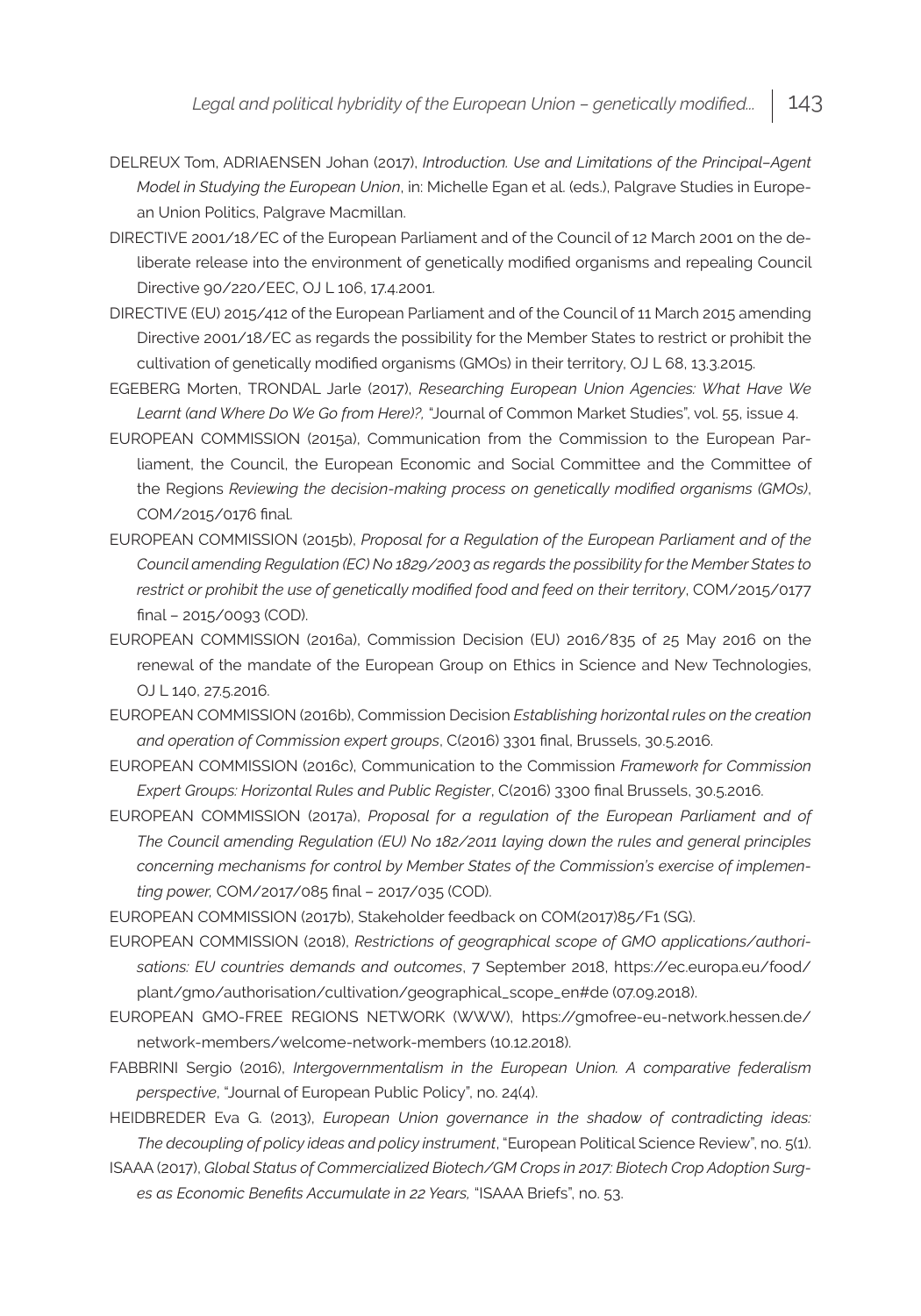DELREUX Tom, ADRIAENSEN Johan (2017), *Introduction. Use and Limitations of the Principal–Agent Model in Studying the European Union*, in: Michelle Egan et al. (eds.), Palgrave Studies in European Union Politics, Palgrave Macmillan.

DIRECTIVE 2001/18/EC of the European Parliament and of the Council of 12 March 2001 on the deliberate release into the environment of genetically modified organisms and repealing Council Directive 90/220/EEC, OJ L 106, 17.4.2001.

DIRECTIVE (EU) 2015/412 of the European Parliament and of the Council of 11 March 2015 amending Directive 2001/18/EC as regards the possibility for the Member States to restrict or prohibit the cultivation of genetically modified organisms (GMOs) in their territory, OJ L 68, 13.3.2015.

EGEBERG Morten, TRONDAL Jarle (2017), *Researching European Union Agencies: What Have We Learnt (and Where Do We Go from Here)?,* "Journal of Common Market Studies", vol. 55, issue 4.

EUROPEAN COMMISSION (2015a), Communication from the Commission to the European Parliament, the Council, the European Economic and Social Committee and the Committee of the Regions *Reviewing the decision-making process on genetically modified organisms (GMOs)*, COM/2015/0176 final.

EUROPEAN COMMISSION (2015b), *Proposal for a Regulation of the European Parliament and of the Council amending Regulation (EC) No 1829/2003 as regards the possibility for the Member States to restrict or prohibit the use of genetically modified food and feed on their territory*, COM/2015/0177 final – 2015/0093 (COD).

EUROPEAN COMMISSION (2016a), Commission Decision (EU) 2016/835 of 25 May 2016 on the renewal of the mandate of the European Group on Ethics in Science and New Technologies, OJ L 140, 27.5.2016.

EUROPEAN COMMISSION (2016b), Commission Decision *Establishing horizontal rules on the creation and operation of Commission expert groups*, C(2016) 3301 final, Brussels, 30.5.2016.

EUROPEAN COMMISSION (2016c), Communication to the Commission *Framework for Commission Expert Groups: Horizontal Rules and Public Register*, C(2016) 3300 final Brussels, 30.5.2016.

EUROPEAN COMMISSION (2017a), *Proposal for a regulation of the European Parliament and of The Council amending Regulation (EU) No 182/2011 laying down the rules and general principles concerning mechanisms for control by Member States of the Commission's exercise of implementing power,* COM/2017/085 final – 2017/035 (COD).

EUROPEAN COMMISSION (2017b), Stakeholder feedback on COM(2017)85/F1 (SG).

EUROPEAN COMMISSION (2018), *Restrictions of geographical scope of GMO applications/authorisations: EU countries demands and outcomes*, 7 September 2018, https://ec.europa.eu/food/plant/gmo/authorisation/cultivation/geographical_scope_en#de (07.09.2018).

EUROPEAN GMO-FREE REGIONS NETWORK (WWW), https://gmofree-eu-network.hessen.de/network-members/welcome-network-members (10.12.2018).

FABBRINI Sergio (2016), *Intergovernmentalism in the European Union. A comparative federalism perspective*, "Journal of European Public Policy", no. 24(4).

HEIDBREDER Eva G. (2013), *European Union governance in the shadow of contradicting ideas: The decoupling of policy ideas and policy instrument*, "European Political Science Review", no. 5(1).

ISAAA (2017), *Global Status of Commercialized Biotech/GM Crops in 2017: Biotech Crop Adoption Surges as Economic Benefits Accumulate in 22 Years,* "ISAAA Briefs", no. 53.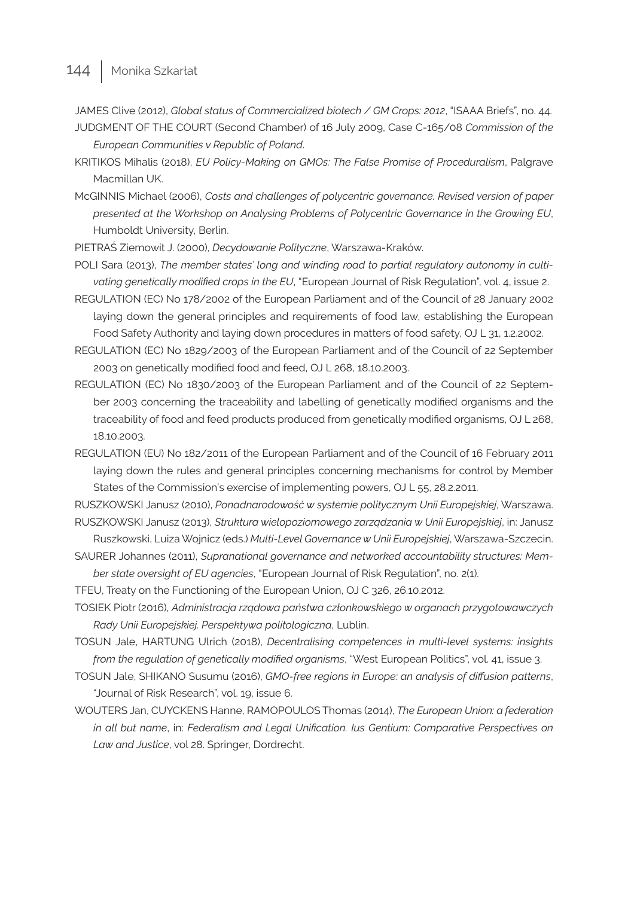JAMES Clive (2012), *Global status of Commercialized biotech / GM Crops: 2012*, "ISAAA Briefs", no. 44.

JUDGMENT OF THE COURT (Second Chamber) of 16 July 2009, Case C-165/08 *Commission of the European Communities v Republic of Poland*.

KRITIKOS Mihalis (2018), *EU Policy-Making on GMOs: The False Promise of Proceduralism*, Palgrave Macmillan UK.

McGINNIS Michael (2006), *Costs and challenges of polycentric governance. Revised version of paper presented at the Workshop on Analysing Problems of Polycentric Governance in the Growing EU*, Humboldt University, Berlin.

PIETRAŚ Ziemowit J. (2000), *Decydowanie Polityczne*, Warszawa-Kraków.

POLI Sara (2013), *The member states' long and winding road to partial regulatory autonomy in cultivating genetically modified crops in the EU*, "European Journal of Risk Regulation", vol. 4, issue 2.

REGULATION (EC) No 178/2002 of the European Parliament and of the Council of 28 January 2002 laying down the general principles and requirements of food law, establishing the European Food Safety Authority and laying down procedures in matters of food safety, OJ L 31, 1.2.2002.

REGULATION (EC) No 1829/2003 of the European Parliament and of the Council of 22 September 2003 on genetically modified food and feed, OJ L 268, 18.10.2003.

REGULATION (EC) No 1830/2003 of the European Parliament and of the Council of 22 September 2003 concerning the traceability and labelling of genetically modified organisms and the traceability of food and feed products produced from genetically modified organisms, OJ L 268, 18.10.2003.

REGULATION (EU) No 182/2011 of the European Parliament and of the Council of 16 February 2011 laying down the rules and general principles concerning mechanisms for control by Member States of the Commission's exercise of implementing powers, OJ L 55, 28.2.2011.

RUSZKOWSKI Janusz (2010), *Ponadnarodowość w systemie politycznym Unii Europejskiej*, Warszawa.

RUSZKOWSKI Janusz (2013), *Struktura wielopoziomowego zarządzania w Unii Europejskiej*, in: Janusz Ruszkowski, Luiza Wojnicz (eds.) *Multi-Level Governance w Unii Europejskiej*, Warszawa-Szczecin.

SAURER Johannes (2011), *Supranational governance and networked accountability structures: Member state oversight of EU agencies*, "European Journal of Risk Regulation", no. 2(1).

TFEU, Treaty on the Functioning of the European Union, OJ C 326, 26.10.2012.

TOSIEK Piotr (2016), *Administracja rządowa państwa członkowskiego w organach przygotowawczych Rady Unii Europejskiej. Perspektywa politologiczna*, Lublin.

TOSUN Jale, HARTUNG Ulrich (2018), *Decentralising competences in multi-level systems: insights from the regulation of genetically modified organisms*, "West European Politics", vol. 41, issue 3.

TOSUN Jale, SHIKANO Susumu (2016), *GMO-free regions in Europe: an analysis of diffusion patterns*, "Journal of Risk Research", vol. 19, issue 6.

WOUTERS Jan, CUYCKENS Hanne, RAMOPOULOS Thomas (2014), *The European Union: a federation in all but name*, in: *Federalism and Legal Unification. Ius Gentium: Comparative Perspectives on Law and Justice*, vol 28. Springer, Dordrecht.